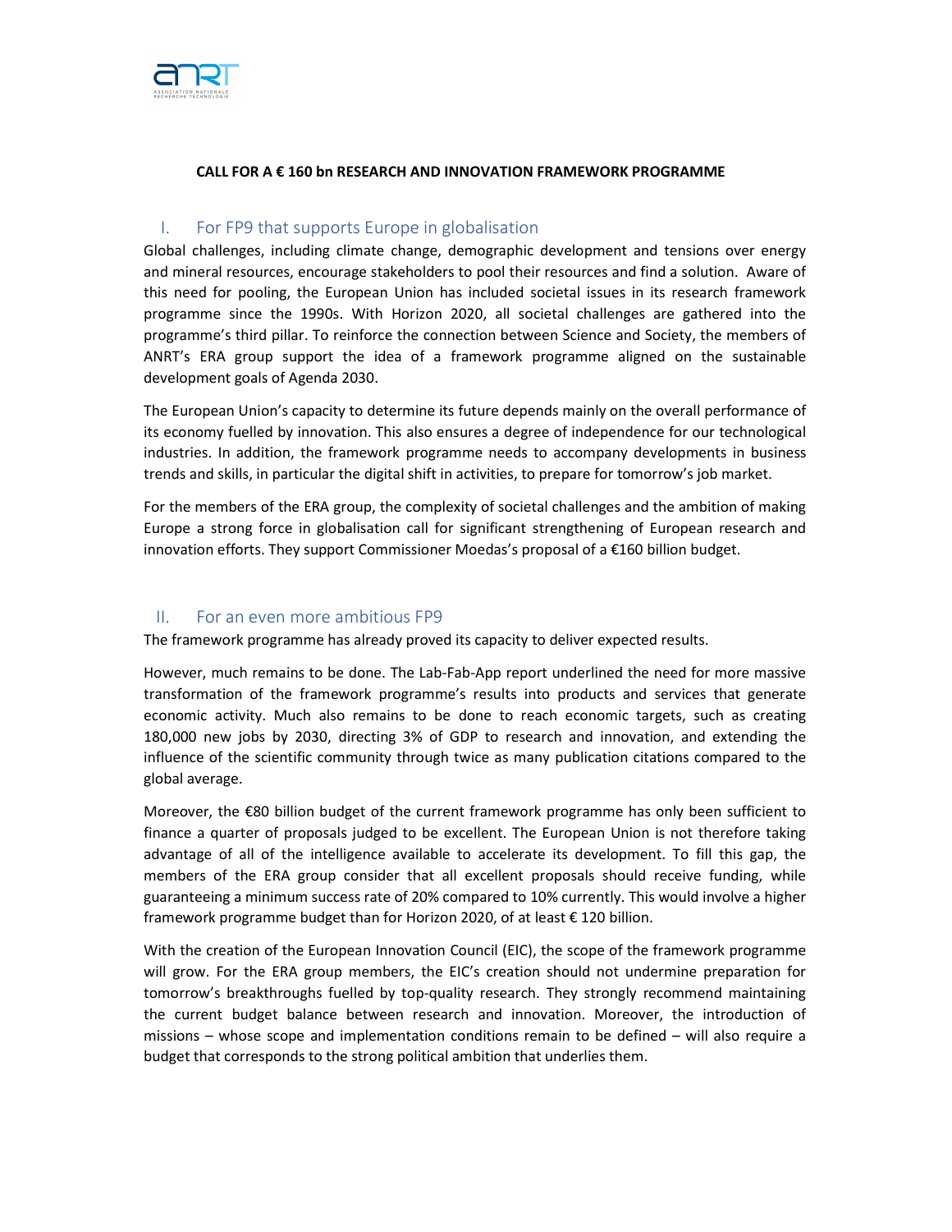**CALL FOR A € 160 bn RESEARCH AND INNOVATION FRAMEWORK PROGRAMME**

## I. For FP9 that supports Europe in globalisation

Global challenges, including climate change, demographic development and tensions over energy and mineral resources, encourage stakeholders to pool their resources and find a solution. Aware of this need for pooling, the European Union has included societal issues in its research framework programme since the 1990s. With Horizon 2020, all societal challenges are gathered into the programme's third pillar. To reinforce the connection between Science and Society, the members of ANRT's ERA group support the idea of a framework programme aligned on the sustainable development goals of Agenda 2030.

The European Union's capacity to determine its future depends mainly on the overall performance of its economy fuelled by innovation. This also ensures a degree of independence for our technological industries. In addition, the framework programme needs to accompany developments in business trends and skills, in particular the digital shift in activities, to prepare for tomorrow's job market.

For the members of the ERA group, the complexity of societal challenges and the ambition of making Europe a strong force in globalisation call for significant strengthening of European research and innovation efforts. They support Commissioner Moedas's proposal of a €160 billion budget.

## II. For an even more ambitious FP9

The framework programme has already proved its capacity to deliver expected results.

However, much remains to be done. The Lab-Fab-App report underlined the need for more massive transformation of the framework programme's results into products and services that generate economic activity. Much also remains to be done to reach economic targets, such as creating 180,000 new jobs by 2030, directing 3% of GDP to research and innovation, and extending the influence of the scientific community through twice as many publication citations compared to the global average.

Moreover, the €80 billion budget of the current framework programme has only been sufficient to finance a quarter of proposals judged to be excellent. The European Union is not therefore taking advantage of all of the intelligence available to accelerate its development. To fill this gap, the members of the ERA group consider that all excellent proposals should receive funding, while guaranteeing a minimum success rate of 20% compared to 10% currently. This would involve a higher framework programme budget than for Horizon 2020, of at least € 120 billion.

With the creation of the European Innovation Council (EIC), the scope of the framework programme will grow. For the ERA group members, the EIC's creation should not undermine preparation for tomorrow's breakthroughs fuelled by top-quality research. They strongly recommend maintaining the current budget balance between research and innovation. Moreover, the introduction of missions – whose scope and implementation conditions remain to be defined – will also require a budget that corresponds to the strong political ambition that underlies them.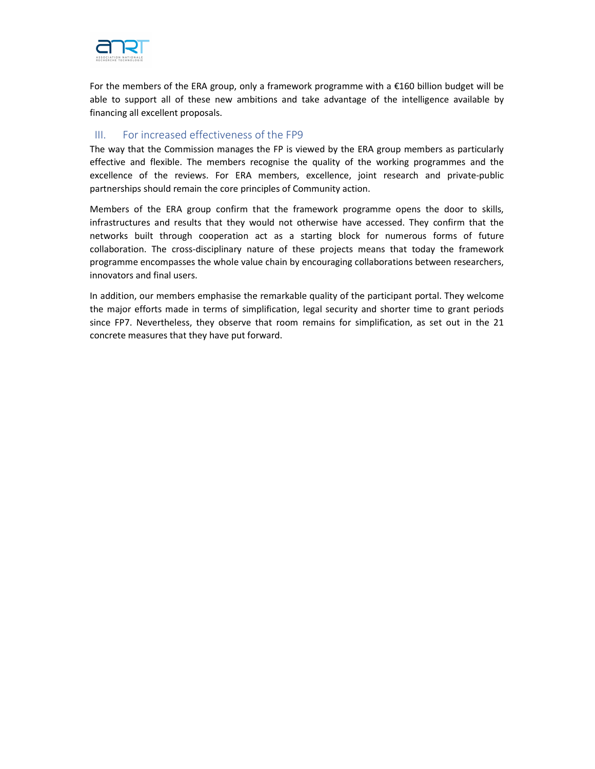For the members of the ERA group, only a framework programme with a €160 billion budget will be able to support all of these new ambitions and take advantage of the intelligence available by financing all excellent proposals.

## III. For increased effectiveness of the FP9

The way that the Commission manages the FP is viewed by the ERA group members as particularly effective and flexible. The members recognise the quality of the working programmes and the excellence of the reviews. For ERA members, excellence, joint research and private-public partnerships should remain the core principles of Community action.

Members of the ERA group confirm that the framework programme opens the door to skills, infrastructures and results that they would not otherwise have accessed. They confirm that the networks built through cooperation act as a starting block for numerous forms of future collaboration. The cross-disciplinary nature of these projects means that today the framework programme encompasses the whole value chain by encouraging collaborations between researchers, innovators and final users.

In addition, our members emphasise the remarkable quality of the participant portal. They welcome the major efforts made in terms of simplification, legal security and shorter time to grant periods since FP7. Nevertheless, they observe that room remains for simplification, as set out in the 21 concrete measures that they have put forward.